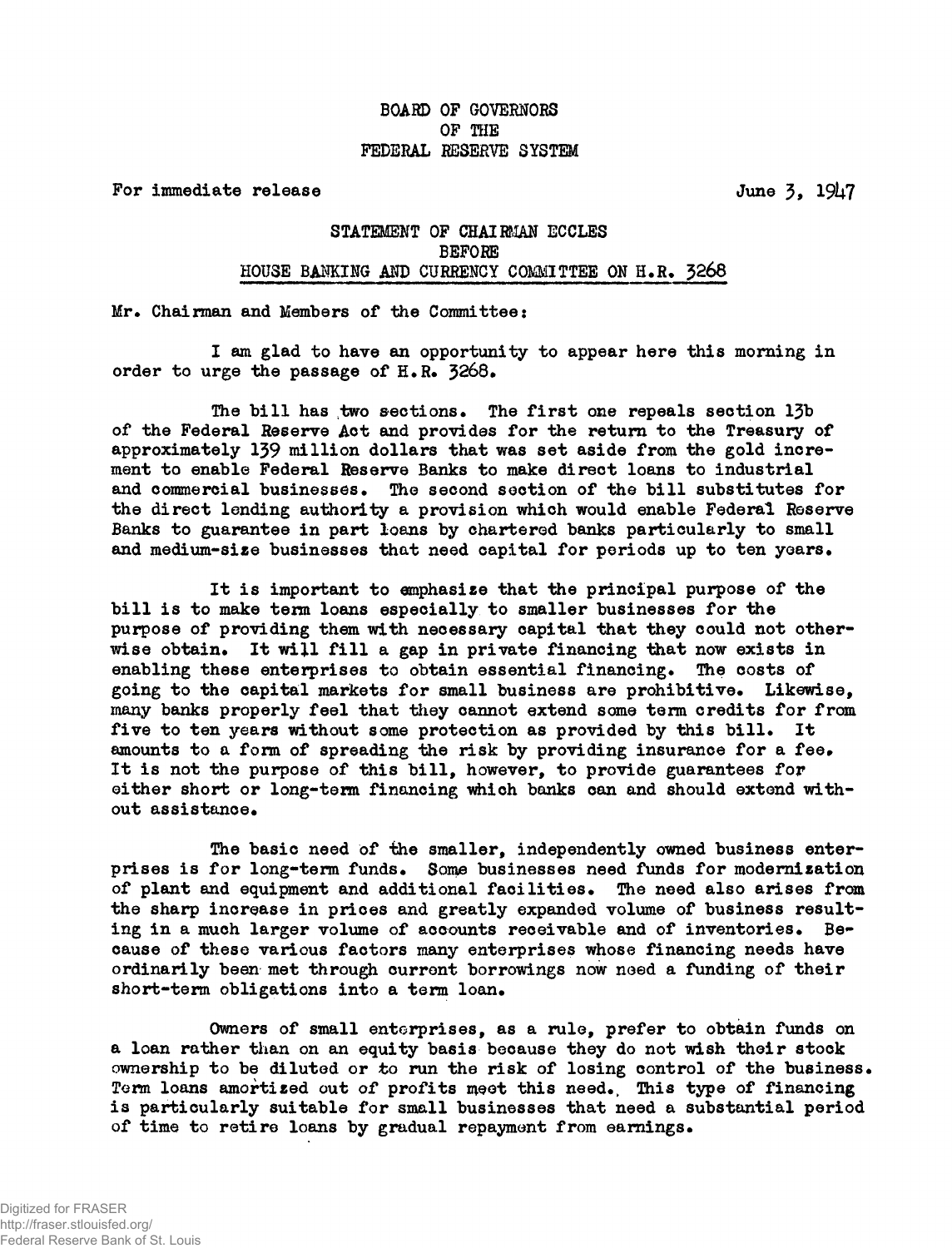BOARD OF GOVERNORS
OF THE
FEDERAL RESERVE SYSTEM

For immediate release

June 3, 1947

## STATEMENT OF CHAIRMAN ECCLES BEFORE HOUSE BANKING AND CURRENCY COMMITTEE ON H.R. 3268

Mr. Chairman and Members of the Committee:

I am glad to have an opportunity to appear here this morning in order to urge the passage of H.R. 3268.

The bill has two sections. The first one repeals section 13b of the Federal Reserve Act and provides for the return to the Treasury of approximately 139 million dollars that was set aside from the gold increment to enable Federal Reserve Banks to make direct loans to industrial and commercial businesses. The second section of the bill substitutes for the direct lending authority a provision which would enable Federal Reserve Banks to guarantee in part loans by chartered banks particularly to small and medium-size businesses that need capital for periods up to ten years.

It is important to emphasize that the principal purpose of the bill is to make term loans especially to smaller businesses for the purpose of providing them with necessary capital that they could not otherwise obtain. It will fill a gap in private financing that now exists in enabling these enterprises to obtain essential financing. The costs of going to the capital markets for small business are prohibitive. Likewise, many banks properly feel that they cannot extend some term credits for from five to ten years without some protection as provided by this bill. It amounts to a form of spreading the risk by providing insurance for a fee. It is not the purpose of this bill, however, to provide guarantees for either short or long-term financing which banks can and should extend without assistance.

The basic need of the smaller, independently owned business enterprises is for long-term funds. Some businesses need funds for modernization of plant and equipment and additional facilities. The need also arises from the sharp increase in prices and greatly expanded volume of business resulting in a much larger volume of accounts receivable and of inventories. Because of these various factors many enterprises whose financing needs have ordinarily been met through current borrowings now need a funding of their short-term obligations into a term loan.

Owners of small enterprises, as a rule, prefer to obtain funds on a loan rather than on an equity basis because they do not wish their stock ownership to be diluted or to run the risk of losing control of the business. Term loans amortized out of profits meet this need. This type of financing is particularly suitable for small businesses that need a substantial period of time to retire loans by gradual repayment from earnings.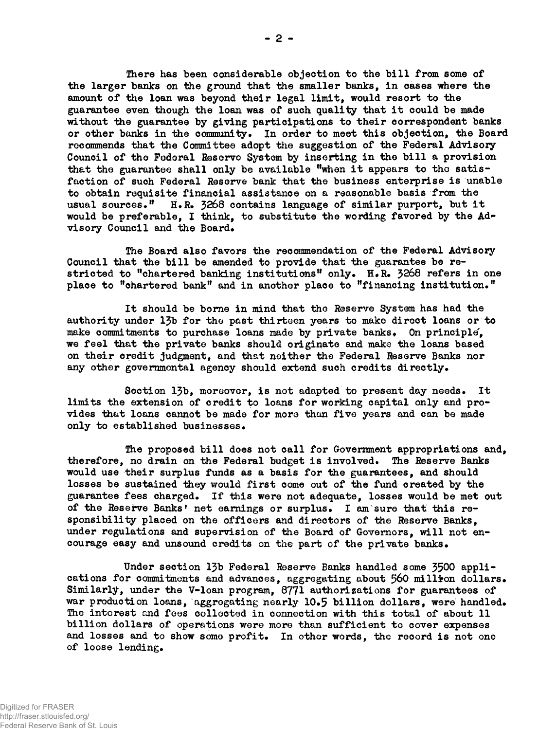There has been considerable objection to the bill from some of the larger banks on the ground that the smaller banks, in cases where the amount of the loan was beyond their legal limit, would resort to the guarantee even though the loan was of such quality that it could be made without the guarantee by giving participations to their correspondent banks or other banks in the community. In order to meet this objection, the Board recommends that the Committee adopt the suggestion of the Federal Advisory Council of the Federal Reserve System by inserting in the bill a provision that the guarantee shall only be available "when it appears to the satisfaction of such Federal Reserve bank that the business enterprise is unable to obtain requisite financial assistance on a reasonable basis from the usual sources." H.R. 3268 contains language of similar purport, but it would be preferable, I think, to substitute the wording favored by the Advisory Council and the Board.

The Board also favors the recommendation of the Federal Advisory Council that the bill be amended to provide that the guarantee be restricted to "chartered banking institutions" only. H.R. 3268 refers in one place to "chartered bank" and in another place to "financing institution."

It should be borne in mind that the Reserve System has had the authority under 13b for the past thirteen years to make direct loans or to make commitments to purchase loans made by private banks. On principle, we feel that the private banks should originate and make the loans based on their credit judgment, and that neither the Federal Reserve Banks nor any other governmental agency should extend such credits directly.

Section 13b, moreover, is not adapted to present day needs. It limits the extension of credit to loans for working capital only and provides that loans cannot be made for more than five years and can be made only to established businesses.

The proposed bill does not call for Government appropriations and, therefore, no drain on the Federal budget is involved. The Reserve Banks would use their surplus funds as a basis for the guarantees, and should losses be sustained they would first come out of the fund created by the guarantee fees charged. If this were not adequate, losses would be met out of the Reserve Banks' net earnings or surplus. I am sure that this responsibility placed on the officers and directors of the Reserve Banks, under regulations and supervision of the Board of Governors, will not encourage easy and unsound credits on the part of the private banks.

Under section 13b Federal Reserve Banks handled some 3500 applications for commitments and advances, aggregating about 560 million dollars. Similarly, under the V-loan program, 8771 authorizations for guarantees of war production loans, aggregating nearly 10.5 billion dollars, were handled. The interest and fees collected in connection with this total of about 11 billion dollars of operations were more than sufficient to cover expenses and losses and to show some profit. In other words, the record is not one of loose lending.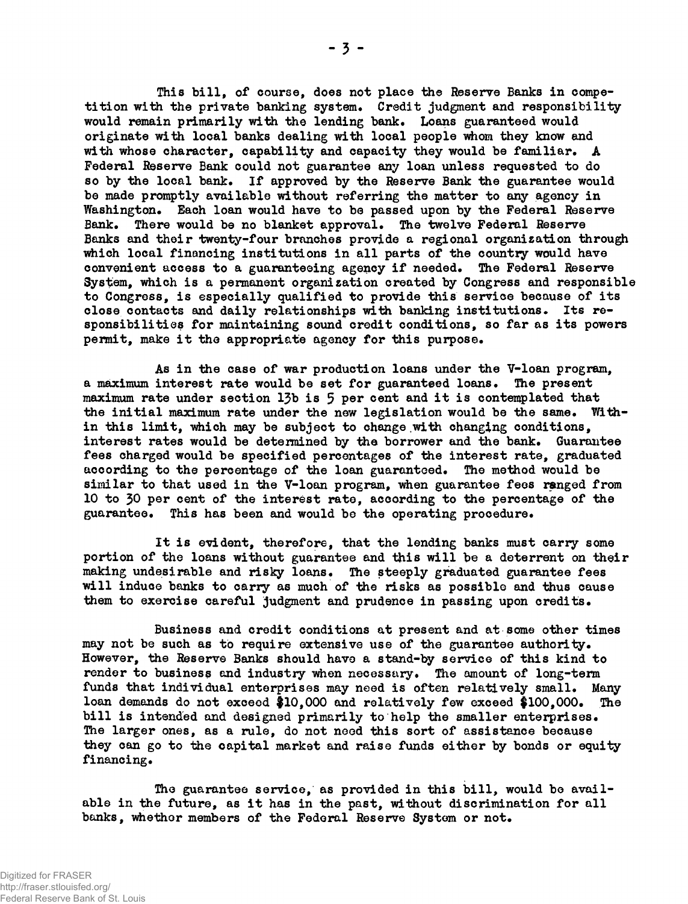This bill, of course, does not place the Reserve Banks in competition with the private banking system. Credit judgment and responsibility would remain primarily with the lending bank. Loans guaranteed would originate with local banks dealing with local people whom they know and with whose character, capability and capacity they would be familiar. A Federal Reserve Bank could not guarantee any loan unless requested to do so by the local bank. If approved by the Reserve Bank the guarantee would be made promptly available without referring the matter to any agency in Washington. Each loan would have to be passed upon by the Federal Reserve Bank. There would be no blanket approval. The twelve Federal Reserve Banks and their twenty-four branches provide a regional organization through which local financing institutions in all parts of the country would have convenient access to a guaranteeing agency if needed. The Federal Reserve System, which is a permanent organization created by Congress and responsible to Congress, is especially qualified to provide this service because of its close contacts and daily relationships with banking institutions. Its responsibilities for maintaining sound credit conditions, so far as its powers permit, make it the appropriate agency for this purpose.

As in the case of war production loans under the V-loan program, a maximum interest rate would be set for guaranteed loans. The present maximum rate under section 13b is 5 per cent and it is contemplated that the initial maximum rate under the new legislation would be the same. Within this limit, which may be subject to change with changing conditions, interest rates would be determined by the borrower and the bank. Guarantee fees charged would be specified percentages of the interest rate, graduated according to the percentage of the loan guaranteed. The method would be similar to that used in the V-loan program, when guarantee fees ranged from 10 to 30 per cent of the interest rate, according to the percentage of the guarantee. This has been and would be the operating procedure.

It is evident, therefore, that the lending banks must carry some portion of the loans without guarantee and this will be a deterrent on their making undesirable and risky loans. The steeply graduated guarantee fees will induce banks to carry as much of the risks as possible and thus cause them to exercise careful judgment and prudence in passing upon credits.

Business and credit conditions at present and at some other times may not be such as to require extensive use of the guarantee authority. However, the Reserve Banks should have a stand-by service of this kind to render to business and industry when necessary. The amount of long-term funds that individual enterprises may need is often relatively small. Many loan demands do not exceed $10,000 and relatively few exceed $100,000. The bill is intended and designed primarily to help the smaller enterprises. The larger ones, as a rule, do not need this sort of assistance because they can go to the capital market and raise funds either by bonds or equity financing.

The guarantee service, as provided in this bill, would be available in the future, as it has in the past, without discrimination for all banks, whether members of the Federal Reserve System or not.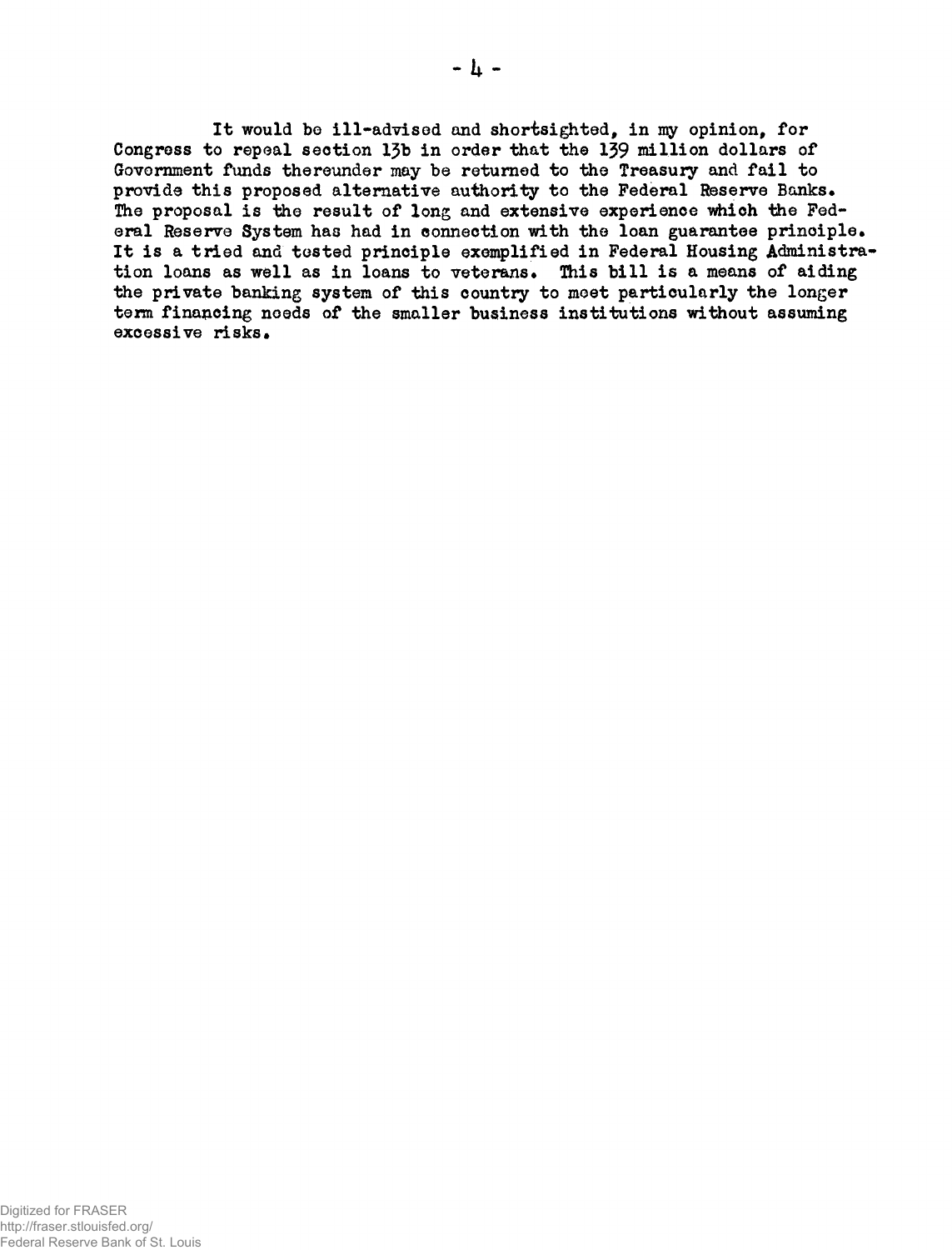It would be ill-advised and shortsighted, in my opinion, for Congress to repeal section 13b in order that the 139 million dollars of Government funds thereunder may be returned to the Treasury and fail to provide this proposed alternative authority to the Federal Reserve Banks. The proposal is the result of long and extensive experience which the Federal Reserve System has had in connection with the loan guarantee principle. It is a tried and tested principle exemplified in Federal Housing Administration loans as well as in loans to veterans. This bill is a means of aiding the private banking system of this country to meet particularly the longer term financing needs of the smaller business institutions without assuming excessive risks.